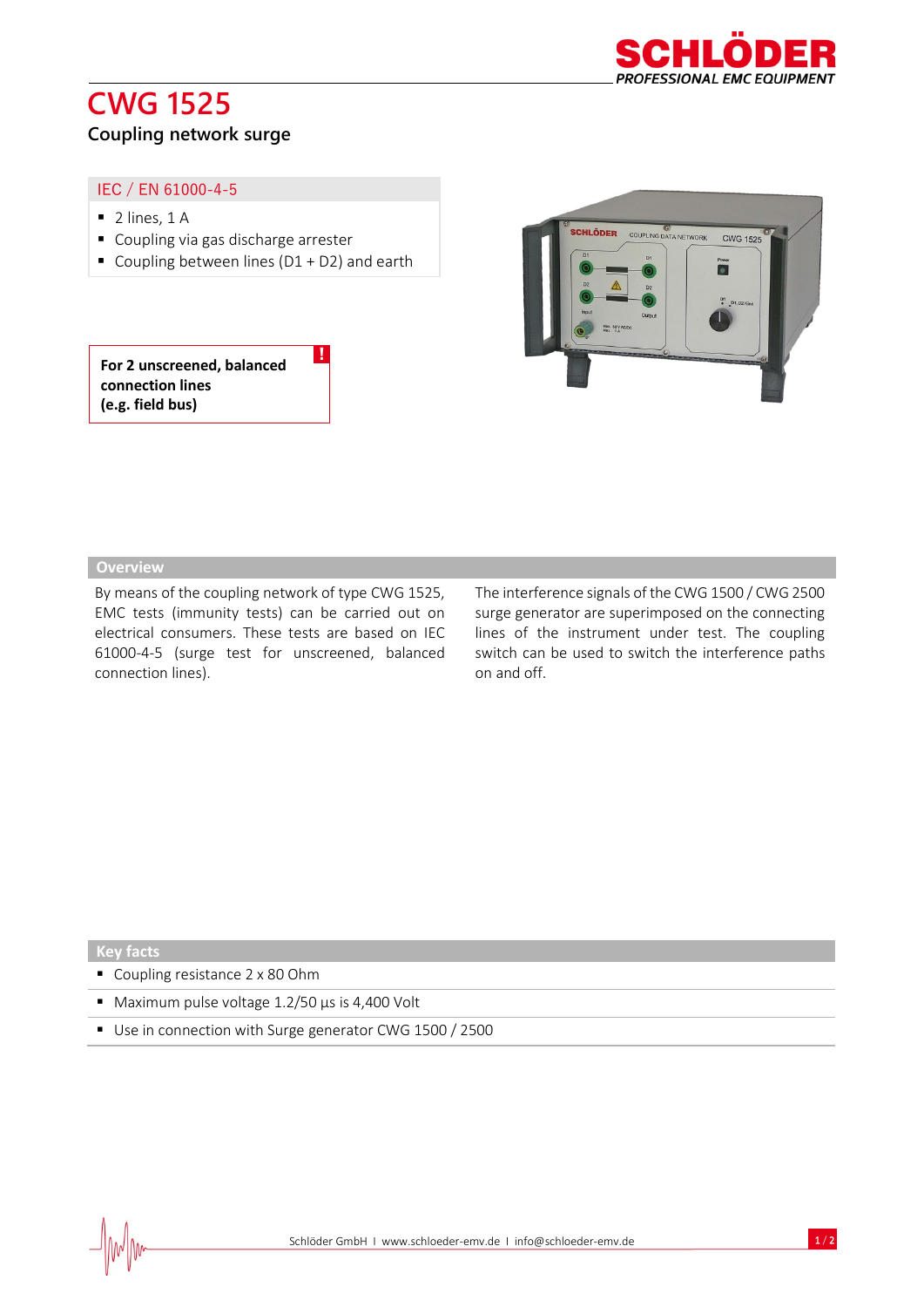# CWG 1525

## Coupling network surge

**IEC / EN 61000-4-5**

- 2 lines, 1 A
- Coupling via gas discharge arrester
- Coupling between lines (D1 + D2) and earth

**For 2 unscreened, balanced connection lines (e.g. field bus)**

## Overview

By means of the coupling network of type CWG 1525, EMC tests (immunity tests) can be carried out on electrical consumers. These tests are based on IEC 61000-4-5 (surge test for unscreened, balanced connection lines).

The interference signals of the CWG 1500 / CWG 2500 surge generator are superimposed on the connecting lines of the instrument under test. The coupling switch can be used to switch the interference paths on and off.

## Key facts

- Coupling resistance 2 x 80 Ohm
- Maximum pulse voltage 1.2/50 µs is 4,400 Volt
- Use in connection with Surge generator CWG 1500 / 2500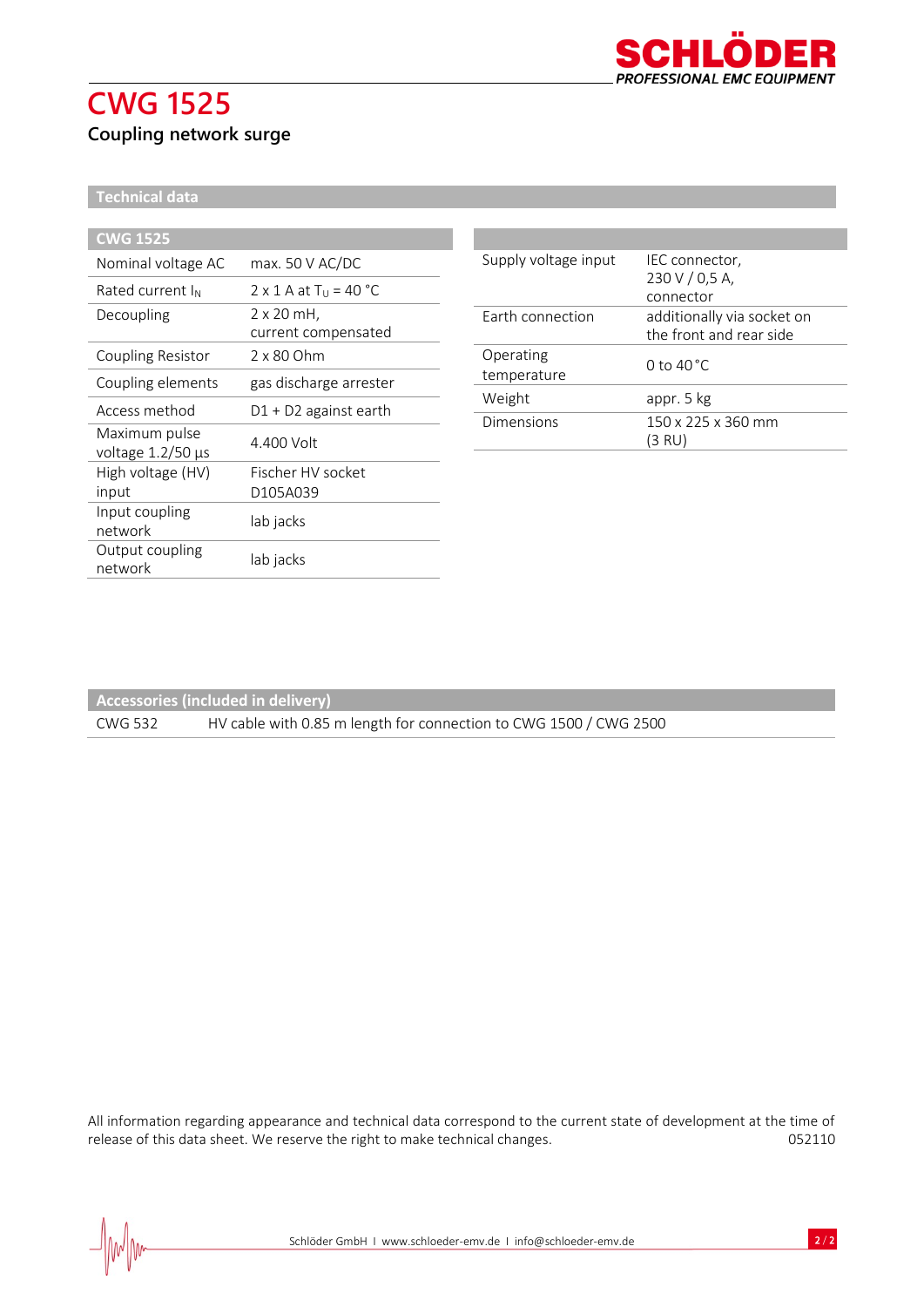# CWG 1525

## Coupling network surge

### Technical data

| CWG 1525 | |
|---|---|
| Nominal voltage AC | max. 50 V AC/DC |
| Rated current $I_N$ | 2 x 1 A at $T_U$ = 40 °C |
| Decoupling | 2 x 20 mH, current compensated |
| Coupling Resistor | 2 x 80 Ohm |
| Coupling elements | gas discharge arrester |
| Access method | D1 + D2 against earth |
| Maximum pulse voltage 1.2/50 µs | 4.400 Volt |
| High voltage (HV) input | Fischer HV socket D105A039 |
| Input coupling network | lab jacks |
| Output coupling network | lab jacks |

| | |
|---|---|
| Supply voltage input | IEC connector, 230 V / 0,5 A, connector |
| Earth connection | additionally via socket on the front and rear side |
| Operating temperature | 0 to 40 °C |
| Weight | appr. 5 kg |
| Dimensions | 150 x 225 x 360 mm (3 RU) |

### Accessories (included in delivery)

| | |
|---|---|
| CWG 532 | HV cable with 0.85 m length for connection to CWG 1500 / CWG 2500 |

All information regarding appearance and technical data correspond to the current state of development at the time of release of this data sheet. We reserve the right to make technical changes. 052110